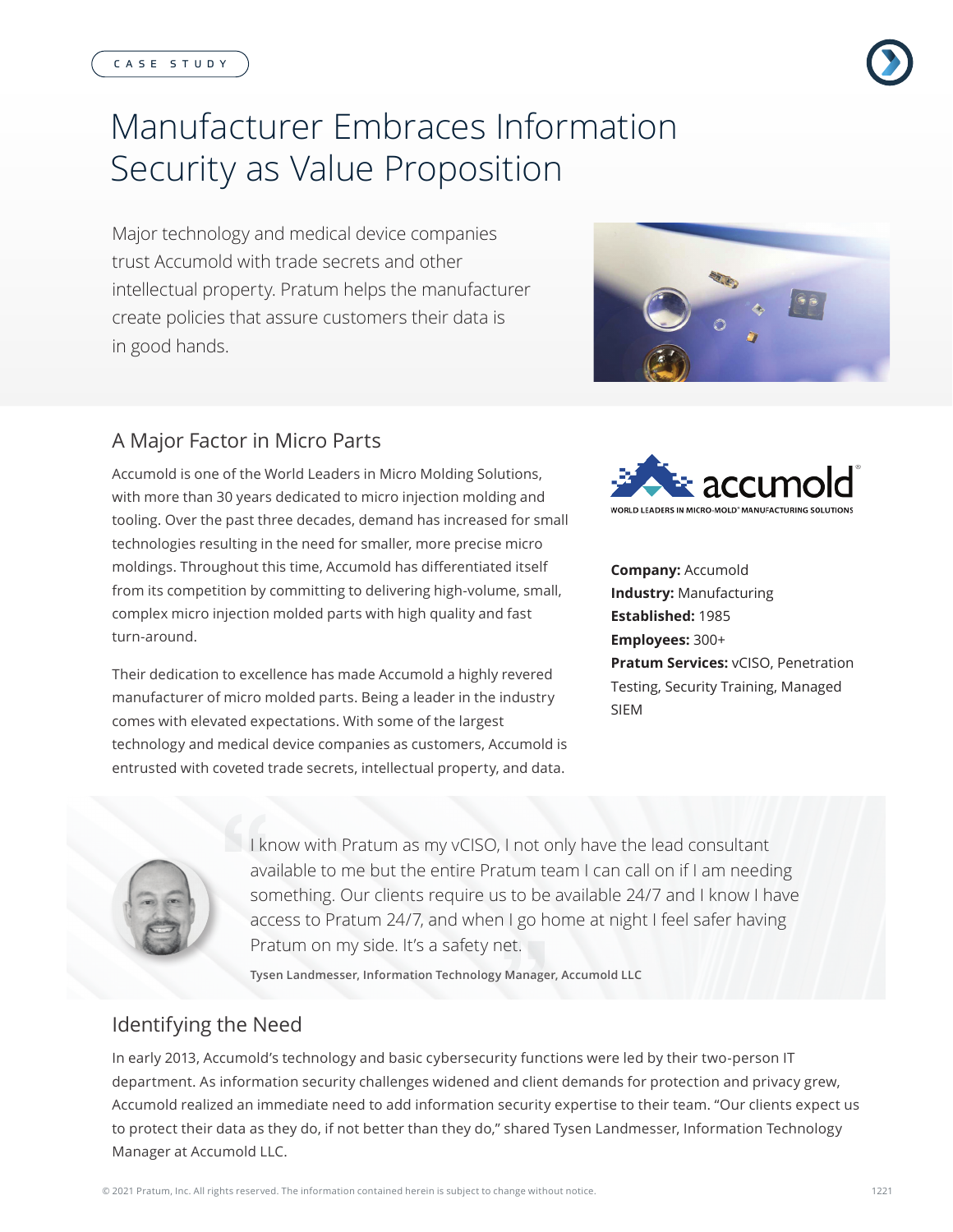CASE STUDY

# Manufacturer Embraces Information Security as Value Proposition

Major technology and medical device companies trust Accumold with trade secrets and other intellectual property. Pratum helps the manufacturer create policies that assure customers their data is in good hands.

## A Major Factor in Micro Parts

Accumold is one of the World Leaders in Micro Molding Solutions, with more than 30 years dedicated to micro injection molding and tooling. Over the past three decades, demand has increased for small technologies resulting in the need for smaller, more precise micro moldings. Throughout this time, Accumold has differentiated itself from its competition by committing to delivering high-volume, small, complex micro injection molded parts with high quality and fast turn-around.

Their dedication to excellence has made Accumold a highly revered manufacturer of micro molded parts. Being a leader in the industry comes with elevated expectations. With some of the largest technology and medical device companies as customers, Accumold is entrusted with coveted trade secrets, intellectual property, and data.

accumold®
WORLD LEADERS IN MICRO-MOLD® MANUFACTURING SOLUTIONS

**Company:** Accumold
**Industry:** Manufacturing
**Established:** 1985
**Employees:** 300+
**Pratum Services:** vCISO, Penetration Testing, Security Training, Managed SIEM

> I know with Pratum as my vCISO, I not only have the lead consultant available to me but the entire Pratum team I can call on if I am needing something. Our clients require us to be available 24/7 and I know I have access to Pratum 24/7, and when I go home at night I feel safer having Pratum on my side. It's a safety net.
>
> **Tysen Landmesser, Information Technology Manager, Accumold LLC**

## Identifying the Need

In early 2013, Accumold's technology and basic cybersecurity functions were led by their two-person IT department. As information security challenges widened and client demands for protection and privacy grew, Accumold realized an immediate need to add information security expertise to their team. "Our clients expect us to protect their data as they do, if not better than they do," shared Tysen Landmesser, Information Technology Manager at Accumold LLC.

© 2021 Pratum, Inc. All rights reserved. The information contained herein is subject to change without notice.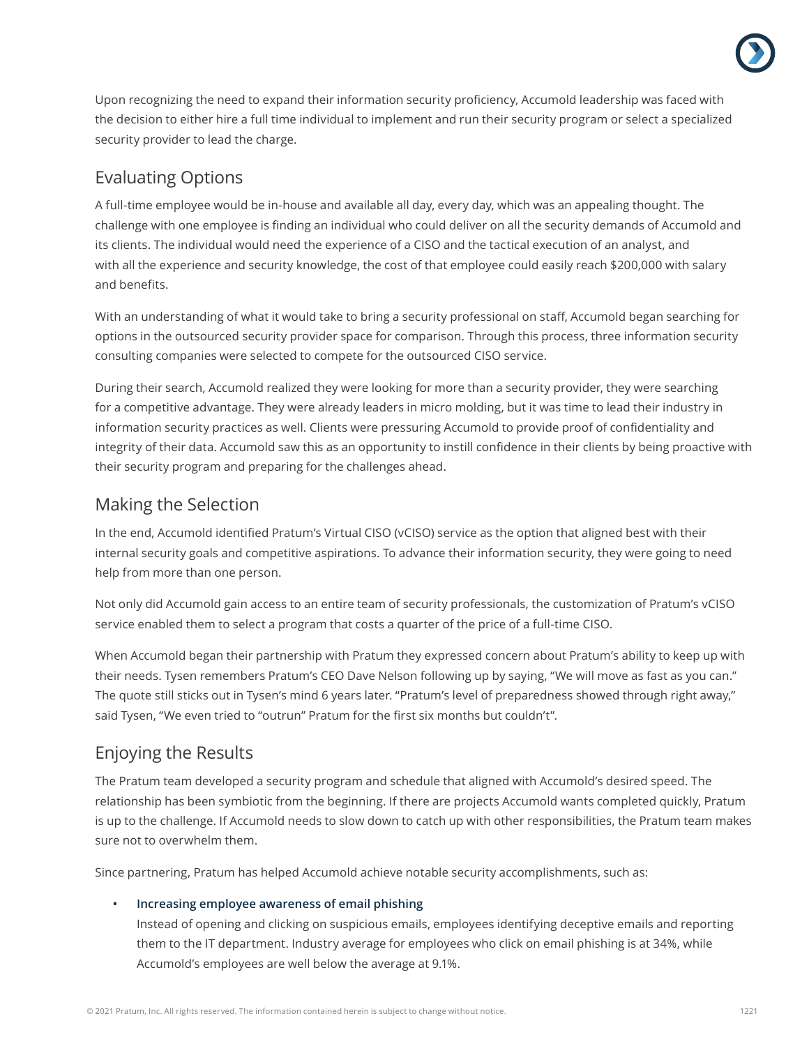Upon recognizing the need to expand their information security proficiency, Accumold leadership was faced with the decision to either hire a full time individual to implement and run their security program or select a specialized security provider to lead the charge.

## Evaluating Options

A full-time employee would be in-house and available all day, every day, which was an appealing thought. The challenge with one employee is finding an individual who could deliver on all the security demands of Accumold and its clients. The individual would need the experience of a CISO and the tactical execution of an analyst, and with all the experience and security knowledge, the cost of that employee could easily reach $200,000 with salary and benefits.

With an understanding of what it would take to bring a security professional on staff, Accumold began searching for options in the outsourced security provider space for comparison. Through this process, three information security consulting companies were selected to compete for the outsourced CISO service.

During their search, Accumold realized they were looking for more than a security provider, they were searching for a competitive advantage. They were already leaders in micro molding, but it was time to lead their industry in information security practices as well. Clients were pressuring Accumold to provide proof of confidentiality and integrity of their data. Accumold saw this as an opportunity to instill confidence in their clients by being proactive with their security program and preparing for the challenges ahead.

## Making the Selection

In the end, Accumold identified Pratum's Virtual CISO (vCISO) service as the option that aligned best with their internal security goals and competitive aspirations. To advance their information security, they were going to need help from more than one person.

Not only did Accumold gain access to an entire team of security professionals, the customization of Pratum's vCISO service enabled them to select a program that costs a quarter of the price of a full-time CISO.

When Accumold began their partnership with Pratum they expressed concern about Pratum's ability to keep up with their needs. Tysen remembers Pratum's CEO Dave Nelson following up by saying, "We will move as fast as you can." The quote still sticks out in Tysen's mind 6 years later. "Pratum's level of preparedness showed through right away," said Tysen, "We even tried to "outrun" Pratum for the first six months but couldn't".

## Enjoying the Results

The Pratum team developed a security program and schedule that aligned with Accumold's desired speed. The relationship has been symbiotic from the beginning. If there are projects Accumold wants completed quickly, Pratum is up to the challenge. If Accumold needs to slow down to catch up with other responsibilities, the Pratum team makes sure not to overwhelm them.

Since partnering, Pratum has helped Accumold achieve notable security accomplishments, such as:

- **Increasing employee awareness of email phishing**
  Instead of opening and clicking on suspicious emails, employees identifying deceptive emails and reporting them to the IT department. Industry average for employees who click on email phishing is at 34%, while Accumold's employees are well below the average at 9.1%.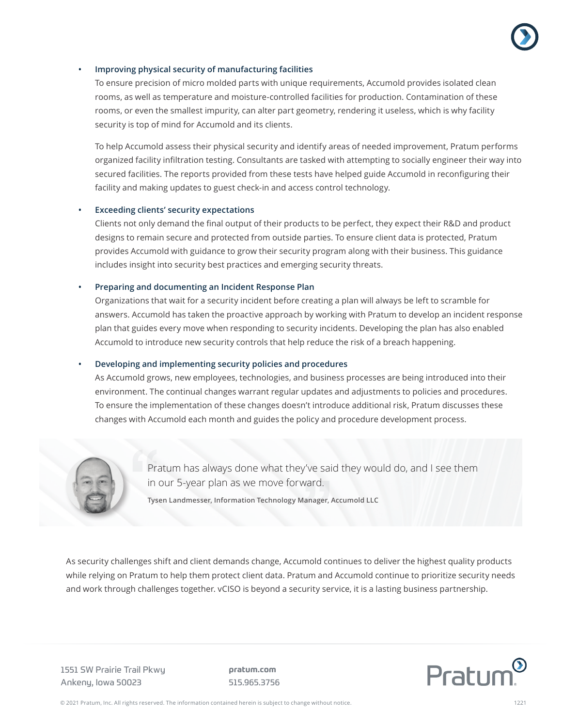- **Improving physical security of manufacturing facilities**
  To ensure precision of micro molded parts with unique requirements, Accumold provides isolated clean rooms, as well as temperature and moisture-controlled facilities for production. Contamination of these rooms, or even the smallest impurity, can alter part geometry, rendering it useless, which is why facility security is top of mind for Accumold and its clients.

  To help Accumold assess their physical security and identify areas of needed improvement, Pratum performs organized facility infiltration testing. Consultants are tasked with attempting to socially engineer their way into secured facilities. The reports provided from these tests have helped guide Accumold in reconfiguring their facility and making updates to guest check-in and access control technology.

- **Exceeding clients' security expectations**
  Clients not only demand the final output of their products to be perfect, they expect their R&D and product designs to remain secure and protected from outside parties. To ensure client data is protected, Pratum provides Accumold with guidance to grow their security program along with their business. This guidance includes insight into security best practices and emerging security threats.

- **Preparing and documenting an Incident Response Plan**
  Organizations that wait for a security incident before creating a plan will always be left to scramble for answers. Accumold has taken the proactive approach by working with Pratum to develop an incident response plan that guides every move when responding to security incidents. Developing the plan has also enabled Accumold to introduce new security controls that help reduce the risk of a breach happening.

- **Developing and implementing security policies and procedures**
  As Accumold grows, new employees, technologies, and business processes are being introduced into their environment. The continual changes warrant regular updates and adjustments to policies and procedures. To ensure the implementation of these changes doesn't introduce additional risk, Pratum discusses these changes with Accumold each month and guides the policy and procedure development process.

> Pratum has always done what they've said they would do, and I see them in our 5-year plan as we move forward.
>
> **Tysen Landmesser, Information Technology Manager, Accumold LLC**

As security challenges shift and client demands change, Accumold continues to deliver the highest quality products while relying on Pratum to help them protect client data. Pratum and Accumold continue to prioritize security needs and work through challenges together. vCISO is beyond a security service, it is a lasting business partnership.

1551 SW Prairie Trail Pkwy
Ankeny, Iowa 50023

**pratum.com**
515.965.3756

Pratum

© 2021 Pratum, Inc. All rights reserved. The information contained herein is subject to change without notice.

1221